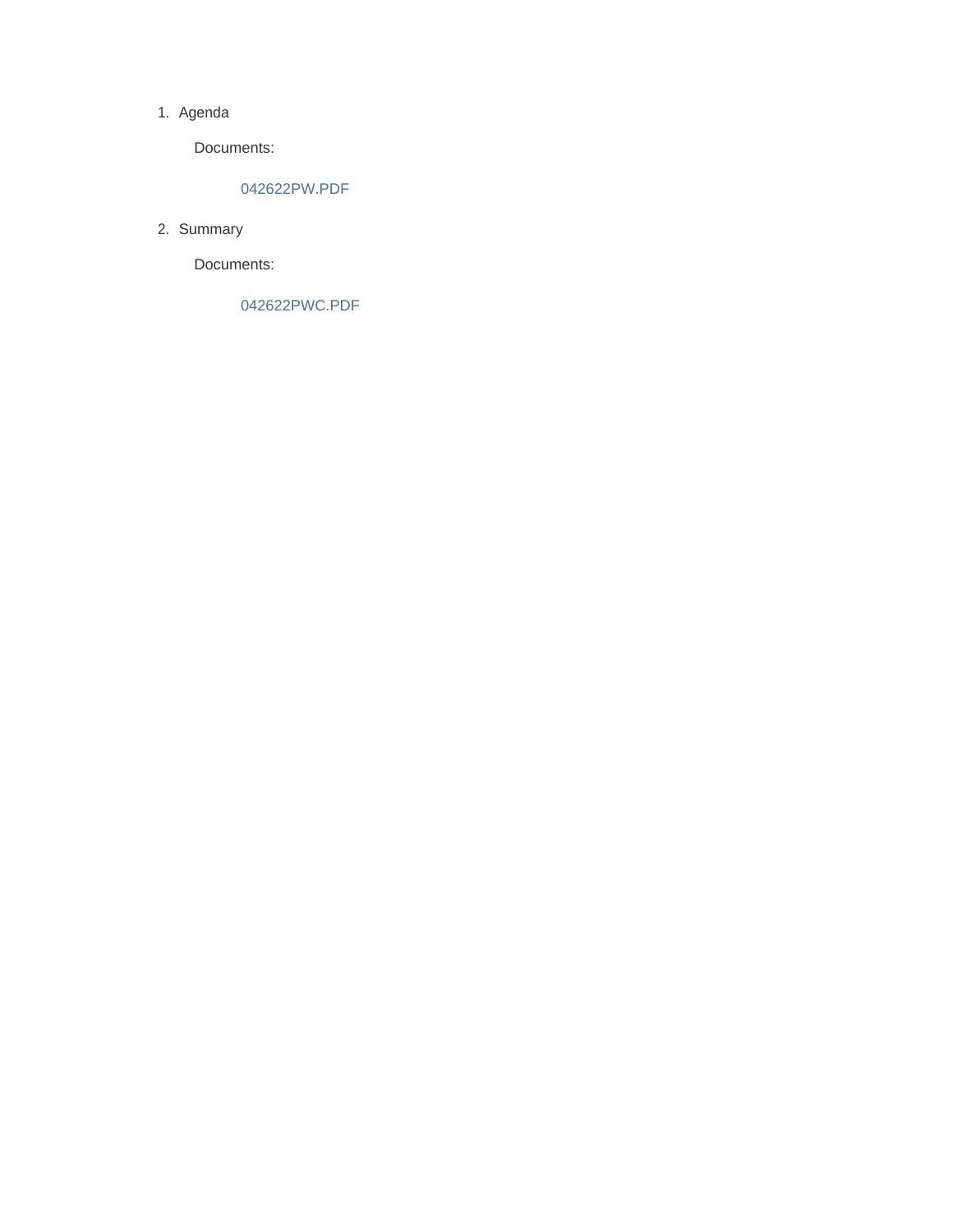1. Agenda

   Documents:

   042622PW.PDF

2. Summary

   Documents:

   042622PWC.PDF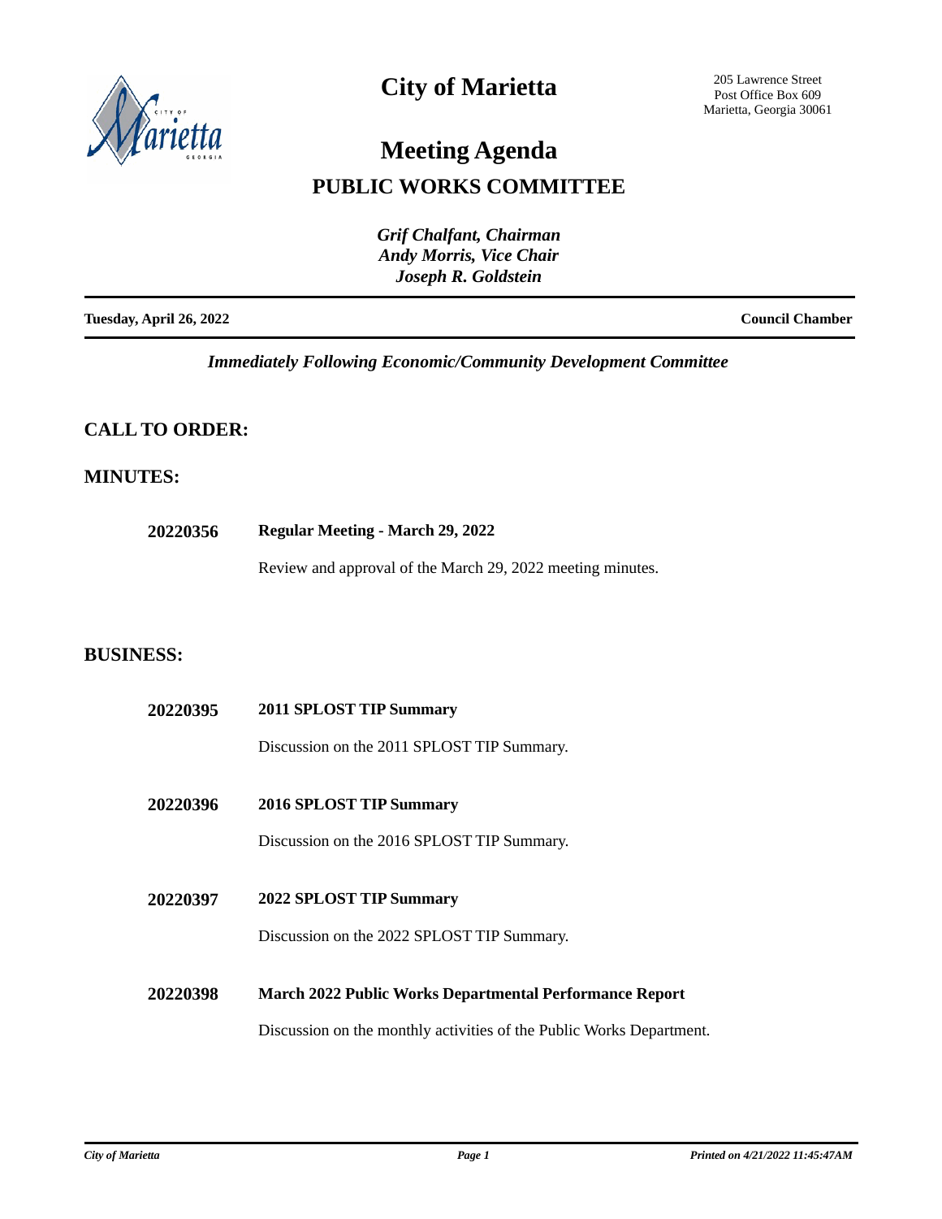# City of Marietta

205 Lawrence Street
Post Office Box 609
Marietta, Georgia 30061

# Meeting Agenda

## PUBLIC WORKS COMMITTEE

*Grif Chalfant, Chairman*
*Andy Morris, Vice Chair*
*Joseph R. Goldstein*

**Tuesday, April 26, 2022** **Council Chamber**

*Immediately Following Economic/Community Development Committee*

## CALL TO ORDER:

## MINUTES:

**20220356** **Regular Meeting - March 29, 2022**

Review and approval of the March 29, 2022 meeting minutes.

## BUSINESS:

**20220395** **2011 SPLOST TIP Summary**

Discussion on the 2011 SPLOST TIP Summary.

**20220396** **2016 SPLOST TIP Summary**

Discussion on the 2016 SPLOST TIP Summary.

**20220397** **2022 SPLOST TIP Summary**

Discussion on the 2022 SPLOST TIP Summary.

**20220398** **March 2022 Public Works Departmental Performance Report**

Discussion on the monthly activities of the Public Works Department.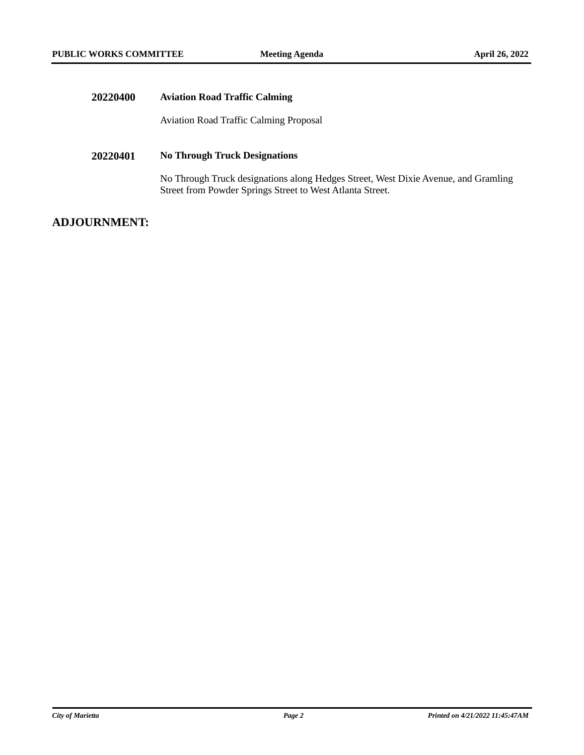**20220400** **Aviation Road Traffic Calming**

Aviation Road Traffic Calming Proposal

**20220401** **No Through Truck Designations**

No Through Truck designations along Hedges Street, West Dixie Avenue, and Gramling Street from Powder Springs Street to West Atlanta Street.

## ADJOURNMENT: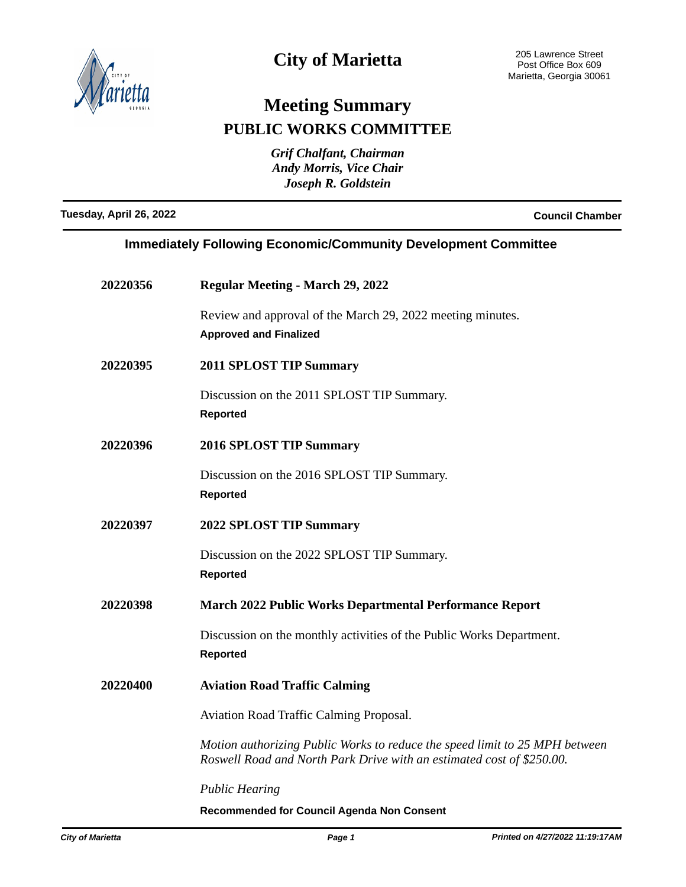# City of Marietta

205 Lawrence Street
Post Office Box 609
Marietta, Georgia 30061

## Meeting Summary

## PUBLIC WORKS COMMITTEE

*Grif Chalfant, Chairman*
*Andy Morris, Vice Chair*
*Joseph R. Goldstein*

**Tuesday, April 26, 2022** | **Council Chamber**

### Immediately Following Economic/Community Development Committee

**20220356** — **Regular Meeting - March 29, 2022**

Review and approval of the March 29, 2022 meeting minutes.

**Approved and Finalized**

**20220395** — **2011 SPLOST TIP Summary**

Discussion on the 2011 SPLOST TIP Summary.

**Reported**

**20220396** — **2016 SPLOST TIP Summary**

Discussion on the 2016 SPLOST TIP Summary.

**Reported**

**20220397** — **2022 SPLOST TIP Summary**

Discussion on the 2022 SPLOST TIP Summary.

**Reported**

**20220398** — **March 2022 Public Works Departmental Performance Report**

Discussion on the monthly activities of the Public Works Department.

**Reported**

**20220400** — **Aviation Road Traffic Calming**

Aviation Road Traffic Calming Proposal.

*Motion authorizing Public Works to reduce the speed limit to 25 MPH between Roswell Road and North Park Drive with an estimated cost of $250.00.*

*Public Hearing*

**Recommended for Council Agenda Non Consent**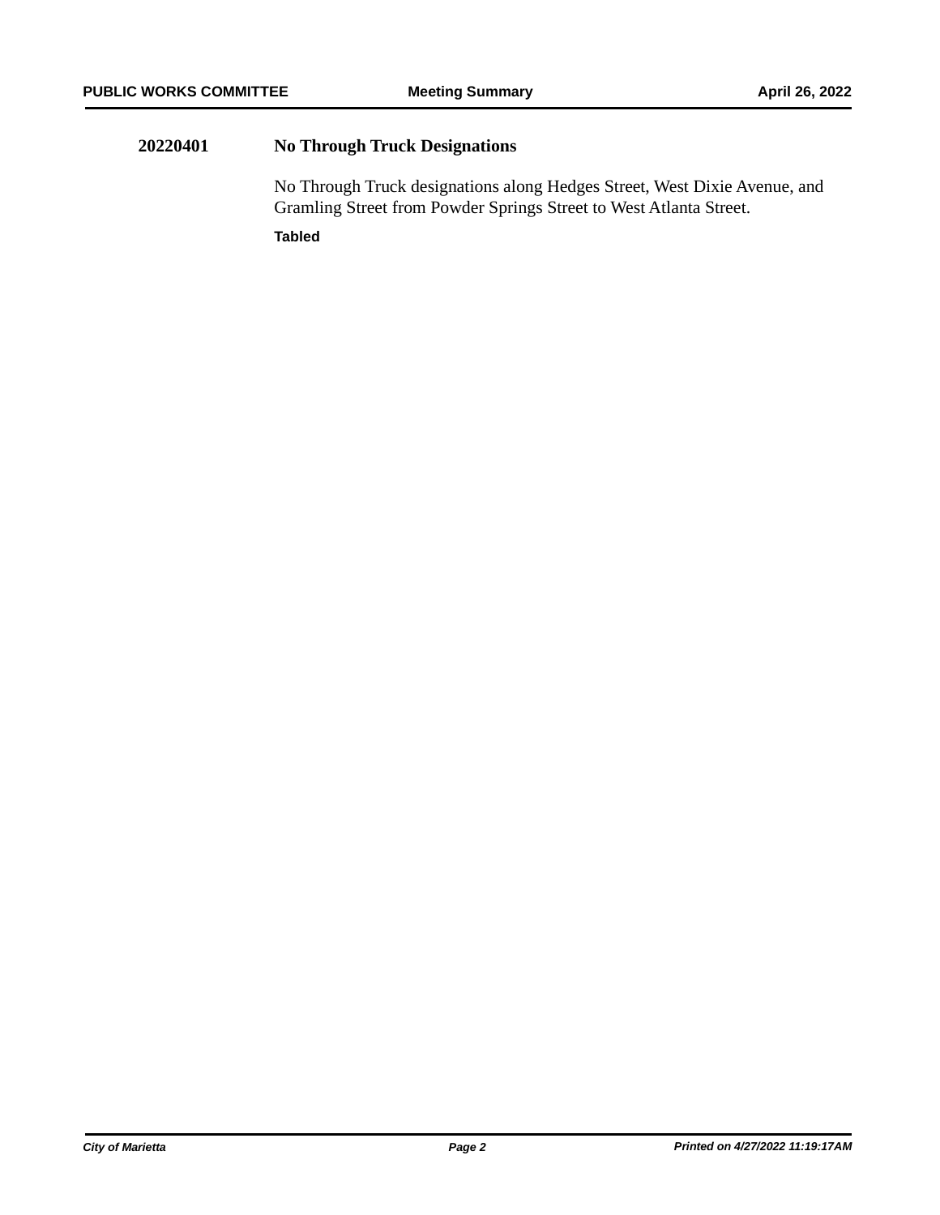**20220401 No Through Truck Designations**

No Through Truck designations along Hedges Street, West Dixie Avenue, and Gramling Street from Powder Springs Street to West Atlanta Street.

**Tabled**